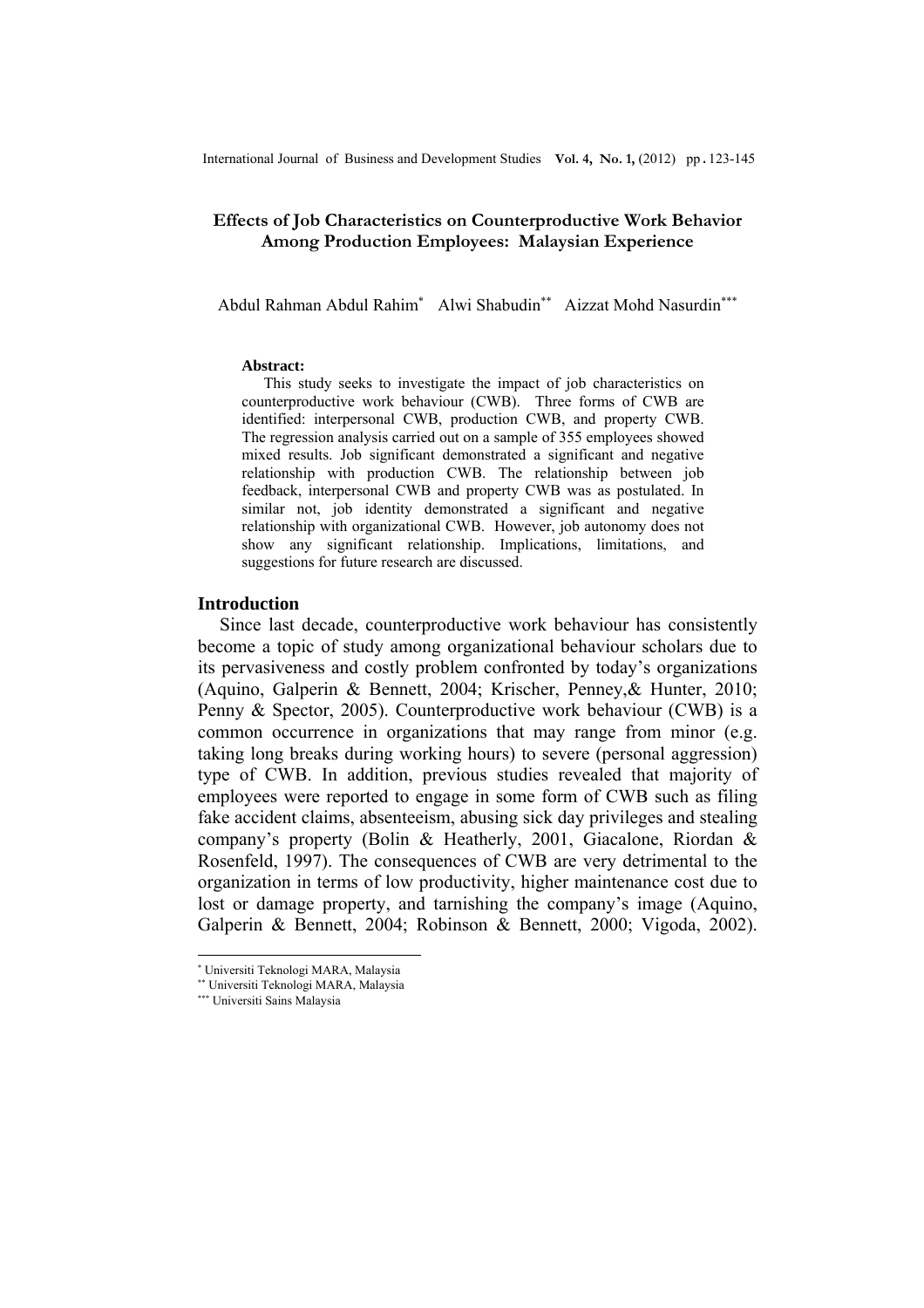# Effects of Job Characteristics on Counterproductive Work Behavior Among Production Employees: Malaysian Experience

Abdul Rahman Abdul Rahim[*] Alwi Shabudin[**] Aizzat Mohd Nasurdin[***]

**Abstract:**

This study seeks to investigate the impact of job characteristics on counterproductive work behaviour (CWB). Three forms of CWB are identified: interpersonal CWB, production CWB, and property CWB. The regression analysis carried out on a sample of 355 employees showed mixed results. Job significant demonstrated a significant and negative relationship with production CWB. The relationship between job feedback, interpersonal CWB and property CWB was as postulated. In similar not, job identity demonstrated a significant and negative relationship with organizational CWB. However, job autonomy does not show any significant relationship. Implications, limitations, and suggestions for future research are discussed.

## Introduction

Since last decade, counterproductive work behaviour has consistently become a topic of study among organizational behaviour scholars due to its pervasiveness and costly problem confronted by today's organizations (Aquino, Galperin & Bennett, 2004; Krischer, Penney,& Hunter, 2010; Penny & Spector, 2005). Counterproductive work behaviour (CWB) is a common occurrence in organizations that may range from minor (e.g. taking long breaks during working hours) to severe (personal aggression) type of CWB. In addition, previous studies revealed that majority of employees were reported to engage in some form of CWB such as filing fake accident claims, absenteeism, abusing sick day privileges and stealing company's property (Bolin & Heatherly, 2001, Giacalone, Riordan & Rosenfeld, 1997). The consequences of CWB are very detrimental to the organization in terms of low productivity, higher maintenance cost due to lost or damage property, and tarnishing the company's image (Aquino, Galperin & Bennett, 2004; Robinson & Bennett, 2000; Vigoda, 2002).

---

[*] Universiti Teknologi MARA, Malaysia

[**] Universiti Teknologi MARA, Malaysia

[***] Universiti Sains Malaysia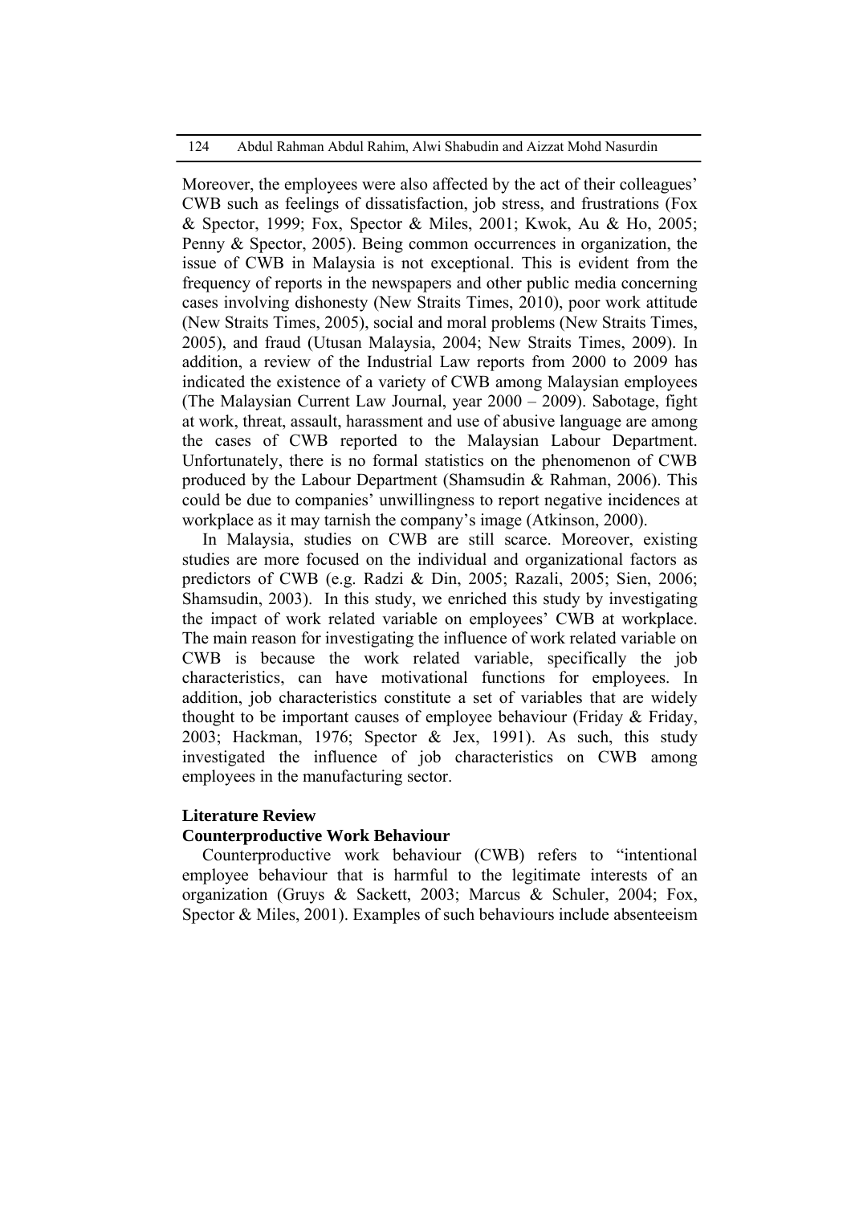Moreover, the employees were also affected by the act of their colleagues' CWB such as feelings of dissatisfaction, job stress, and frustrations (Fox & Spector, 1999; Fox, Spector & Miles, 2001; Kwok, Au & Ho, 2005; Penny & Spector, 2005). Being common occurrences in organization, the issue of CWB in Malaysia is not exceptional. This is evident from the frequency of reports in the newspapers and other public media concerning cases involving dishonesty (New Straits Times, 2010), poor work attitude (New Straits Times, 2005), social and moral problems (New Straits Times, 2005), and fraud (Utusan Malaysia, 2004; New Straits Times, 2009). In addition, a review of the Industrial Law reports from 2000 to 2009 has indicated the existence of a variety of CWB among Malaysian employees (The Malaysian Current Law Journal, year 2000 – 2009). Sabotage, fight at work, threat, assault, harassment and use of abusive language are among the cases of CWB reported to the Malaysian Labour Department. Unfortunately, there is no formal statistics on the phenomenon of CWB produced by the Labour Department (Shamsudin & Rahman, 2006). This could be due to companies' unwillingness to report negative incidences at workplace as it may tarnish the company's image (Atkinson, 2000).

In Malaysia, studies on CWB are still scarce. Moreover, existing studies are more focused on the individual and organizational factors as predictors of CWB (e.g. Radzi & Din, 2005; Razali, 2005; Sien, 2006; Shamsudin, 2003). In this study, we enriched this study by investigating the impact of work related variable on employees' CWB at workplace. The main reason for investigating the influence of work related variable on CWB is because the work related variable, specifically the job characteristics, can have motivational functions for employees. In addition, job characteristics constitute a set of variables that are widely thought to be important causes of employee behaviour (Friday & Friday, 2003; Hackman, 1976; Spector & Jex, 1991). As such, this study investigated the influence of job characteristics on CWB among employees in the manufacturing sector.

## Literature Review

### Counterproductive Work Behaviour

Counterproductive work behaviour (CWB) refers to "intentional employee behaviour that is harmful to the legitimate interests of an organization (Gruys & Sackett, 2003; Marcus & Schuler, 2004; Fox, Spector & Miles, 2001). Examples of such behaviours include absenteeism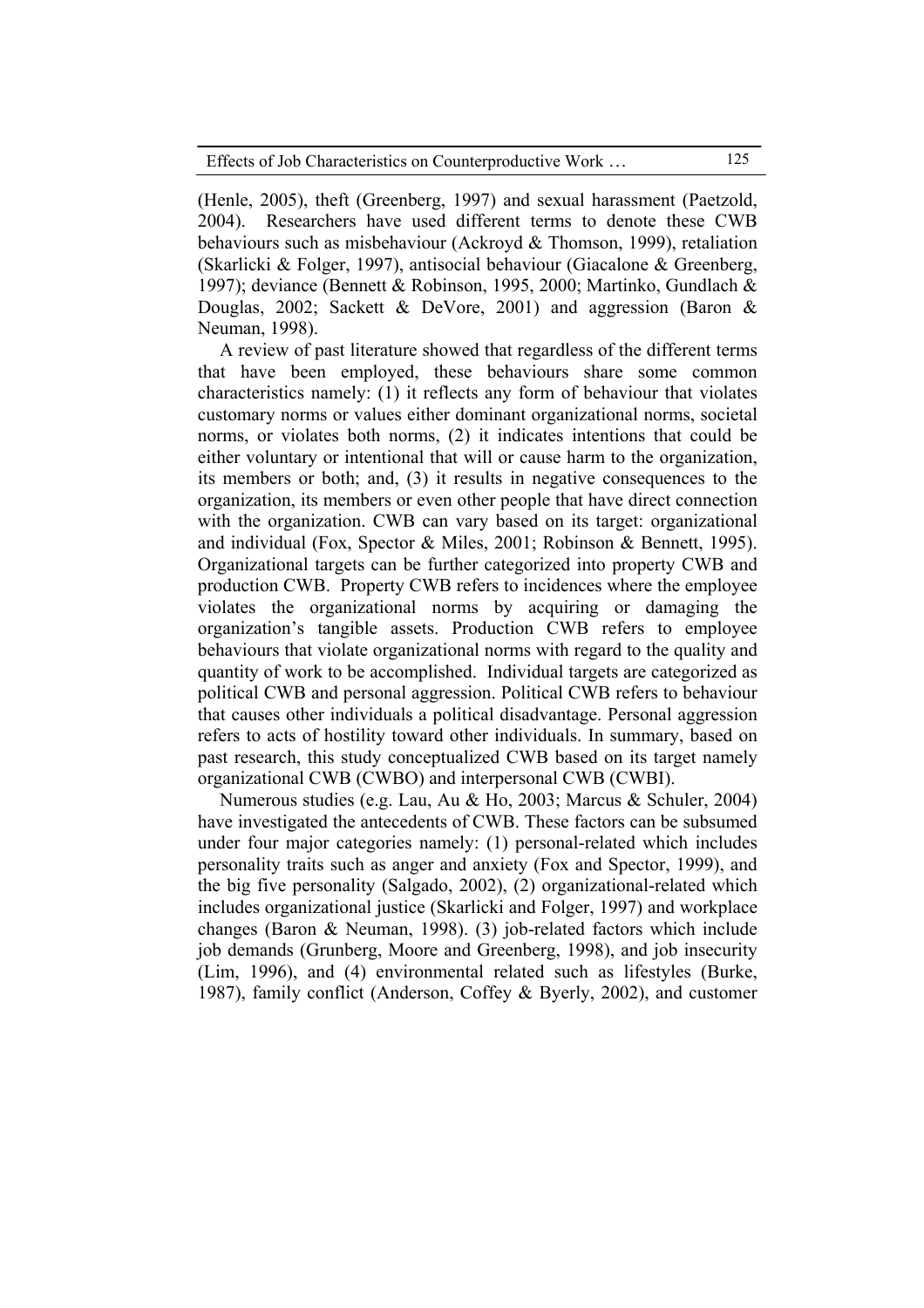(Henle, 2005), theft (Greenberg, 1997) and sexual harassment (Paetzold, 2004). Researchers have used different terms to denote these CWB behaviours such as misbehaviour (Ackroyd & Thomson, 1999), retaliation (Skarlicki & Folger, 1997), antisocial behaviour (Giacalone & Greenberg, 1997); deviance (Bennett & Robinson, 1995, 2000; Martinko, Gundlach & Douglas, 2002; Sackett & DeVore, 2001) and aggression (Baron & Neuman, 1998).

A review of past literature showed that regardless of the different terms that have been employed, these behaviours share some common characteristics namely: (1) it reflects any form of behaviour that violates customary norms or values either dominant organizational norms, societal norms, or violates both norms, (2) it indicates intentions that could be either voluntary or intentional that will or cause harm to the organization, its members or both; and, (3) it results in negative consequences to the organization, its members or even other people that have direct connection with the organization. CWB can vary based on its target: organizational and individual (Fox, Spector & Miles, 2001; Robinson & Bennett, 1995). Organizational targets can be further categorized into property CWB and production CWB. Property CWB refers to incidences where the employee violates the organizational norms by acquiring or damaging the organization's tangible assets. Production CWB refers to employee behaviours that violate organizational norms with regard to the quality and quantity of work to be accomplished. Individual targets are categorized as political CWB and personal aggression. Political CWB refers to behaviour that causes other individuals a political disadvantage. Personal aggression refers to acts of hostility toward other individuals. In summary, based on past research, this study conceptualized CWB based on its target namely organizational CWB (CWBO) and interpersonal CWB (CWBI).

Numerous studies (e.g. Lau, Au & Ho, 2003; Marcus & Schuler, 2004) have investigated the antecedents of CWB. These factors can be subsumed under four major categories namely: (1) personal-related which includes personality traits such as anger and anxiety (Fox and Spector, 1999), and the big five personality (Salgado, 2002), (2) organizational-related which includes organizational justice (Skarlicki and Folger, 1997) and workplace changes (Baron & Neuman, 1998). (3) job-related factors which include job demands (Grunberg, Moore and Greenberg, 1998), and job insecurity (Lim, 1996), and (4) environmental related such as lifestyles (Burke, 1987), family conflict (Anderson, Coffey & Byerly, 2002), and customer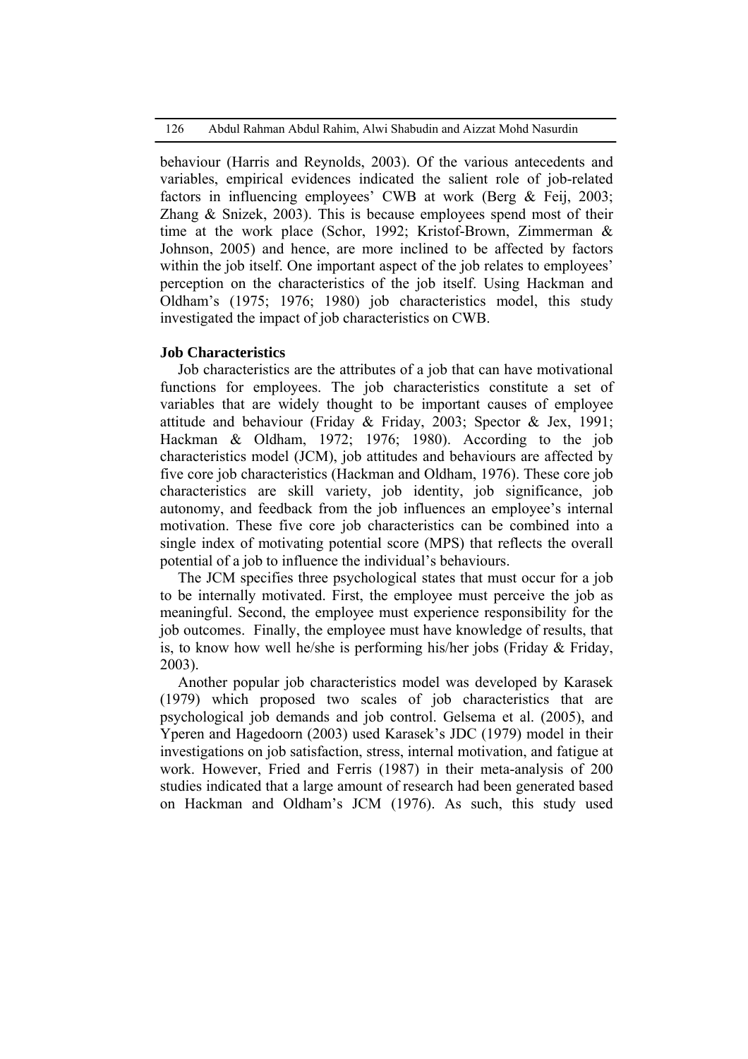behaviour (Harris and Reynolds, 2003). Of the various antecedents and variables, empirical evidences indicated the salient role of job-related factors in influencing employees' CWB at work (Berg & Feij, 2003; Zhang & Snizek, 2003). This is because employees spend most of their time at the work place (Schor, 1992; Kristof-Brown, Zimmerman & Johnson, 2005) and hence, are more inclined to be affected by factors within the job itself. One important aspect of the job relates to employees' perception on the characteristics of the job itself. Using Hackman and Oldham's (1975; 1976; 1980) job characteristics model, this study investigated the impact of job characteristics on CWB.

**Job Characteristics**

Job characteristics are the attributes of a job that can have motivational functions for employees. The job characteristics constitute a set of variables that are widely thought to be important causes of employee attitude and behaviour (Friday & Friday, 2003; Spector & Jex, 1991; Hackman & Oldham, 1972; 1976; 1980). According to the job characteristics model (JCM), job attitudes and behaviours are affected by five core job characteristics (Hackman and Oldham, 1976). These core job characteristics are skill variety, job identity, job significance, job autonomy, and feedback from the job influences an employee's internal motivation. These five core job characteristics can be combined into a single index of motivating potential score (MPS) that reflects the overall potential of a job to influence the individual's behaviours.

The JCM specifies three psychological states that must occur for a job to be internally motivated. First, the employee must perceive the job as meaningful. Second, the employee must experience responsibility for the job outcomes. Finally, the employee must have knowledge of results, that is, to know how well he/she is performing his/her jobs (Friday & Friday, 2003).

Another popular job characteristics model was developed by Karasek (1979) which proposed two scales of job characteristics that are psychological job demands and job control. Gelsema et al. (2005), and Yperen and Hagedoorn (2003) used Karasek's JDC (1979) model in their investigations on job satisfaction, stress, internal motivation, and fatigue at work. However, Fried and Ferris (1987) in their meta-analysis of 200 studies indicated that a large amount of research had been generated based on Hackman and Oldham's JCM (1976). As such, this study used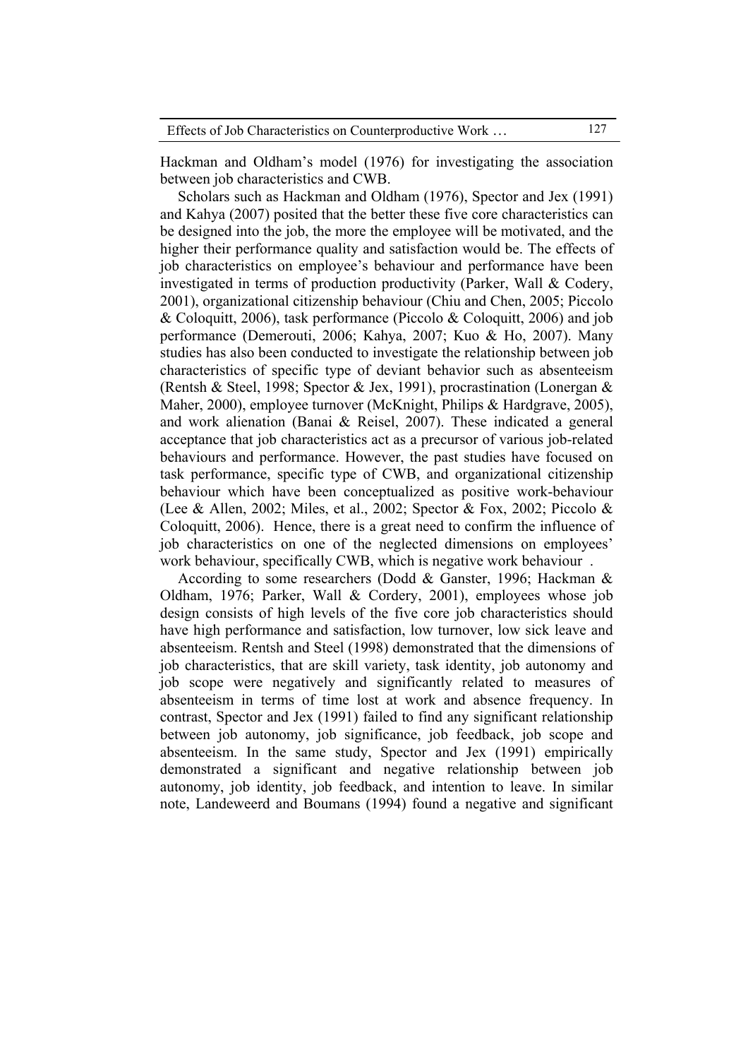Hackman and Oldham's model (1976) for investigating the association between job characteristics and CWB.

Scholars such as Hackman and Oldham (1976), Spector and Jex (1991) and Kahya (2007) posited that the better these five core characteristics can be designed into the job, the more the employee will be motivated, and the higher their performance quality and satisfaction would be. The effects of job characteristics on employee's behaviour and performance have been investigated in terms of production productivity (Parker, Wall & Codery, 2001), organizational citizenship behaviour (Chiu and Chen, 2005; Piccolo & Coloquitt, 2006), task performance (Piccolo & Coloquitt, 2006) and job performance (Demerouti, 2006; Kahya, 2007; Kuo & Ho, 2007). Many studies has also been conducted to investigate the relationship between job characteristics of specific type of deviant behavior such as absenteeism (Rentsh & Steel, 1998; Spector & Jex, 1991), procrastination (Lonergan & Maher, 2000), employee turnover (McKnight, Philips & Hardgrave, 2005), and work alienation (Banai & Reisel, 2007). These indicated a general acceptance that job characteristics act as a precursor of various job-related behaviours and performance. However, the past studies have focused on task performance, specific type of CWB, and organizational citizenship behaviour which have been conceptualized as positive work-behaviour (Lee & Allen, 2002; Miles, et al., 2002; Spector & Fox, 2002; Piccolo & Coloquitt, 2006). Hence, there is a great need to confirm the influence of job characteristics on one of the neglected dimensions on employees' work behaviour, specifically CWB, which is negative work behaviour .

According to some researchers (Dodd & Ganster, 1996; Hackman & Oldham, 1976; Parker, Wall & Cordery, 2001), employees whose job design consists of high levels of the five core job characteristics should have high performance and satisfaction, low turnover, low sick leave and absenteeism. Rentsh and Steel (1998) demonstrated that the dimensions of job characteristics, that are skill variety, task identity, job autonomy and job scope were negatively and significantly related to measures of absenteeism in terms of time lost at work and absence frequency. In contrast, Spector and Jex (1991) failed to find any significant relationship between job autonomy, job significance, job feedback, job scope and absenteeism. In the same study, Spector and Jex (1991) empirically demonstrated a significant and negative relationship between job autonomy, job identity, job feedback, and intention to leave. In similar note, Landeweerd and Boumans (1994) found a negative and significant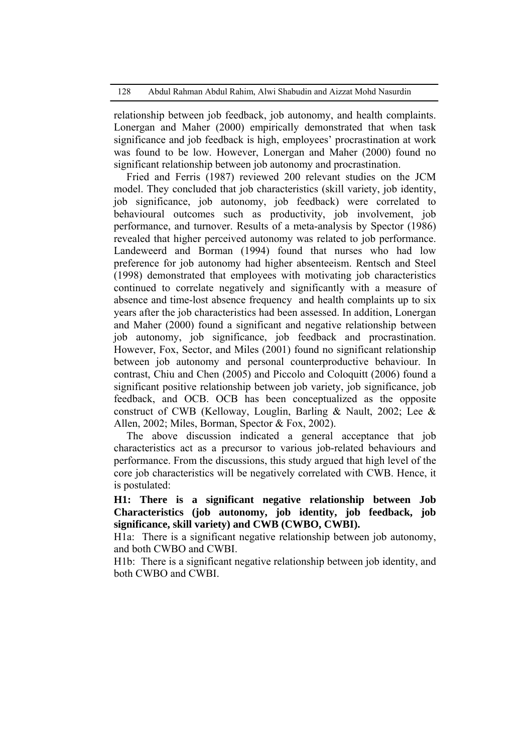relationship between job feedback, job autonomy, and health complaints. Lonergan and Maher (2000) empirically demonstrated that when task significance and job feedback is high, employees' procrastination at work was found to be low. However, Lonergan and Maher (2000) found no significant relationship between job autonomy and procrastination.

Fried and Ferris (1987) reviewed 200 relevant studies on the JCM model. They concluded that job characteristics (skill variety, job identity, job significance, job autonomy, job feedback) were correlated to behavioural outcomes such as productivity, job involvement, job performance, and turnover. Results of a meta-analysis by Spector (1986) revealed that higher perceived autonomy was related to job performance. Landeweerd and Borman (1994) found that nurses who had low preference for job autonomy had higher absenteeism. Rentsch and Steel (1998) demonstrated that employees with motivating job characteristics continued to correlate negatively and significantly with a measure of absence and time-lost absence frequency and health complaints up to six years after the job characteristics had been assessed. In addition, Lonergan and Maher (2000) found a significant and negative relationship between job autonomy, job significance, job feedback and procrastination. However, Fox, Sector, and Miles (2001) found no significant relationship between job autonomy and personal counterproductive behaviour. In contrast, Chiu and Chen (2005) and Piccolo and Coloquitt (2006) found a significant positive relationship between job variety, job significance, job feedback, and OCB. OCB has been conceptualized as the opposite construct of CWB (Kelloway, Louglin, Barling & Nault, 2002; Lee & Allen, 2002; Miles, Borman, Spector & Fox, 2002).

The above discussion indicated a general acceptance that job characteristics act as a precursor to various job-related behaviours and performance. From the discussions, this study argued that high level of the core job characteristics will be negatively correlated with CWB. Hence, it is postulated:

**H1: There is a significant negative relationship between Job Characteristics (job autonomy, job identity, job feedback, job significance, skill variety) and CWB (CWBO, CWBI).**

H1a: There is a significant negative relationship between job autonomy, and both CWBO and CWBI.

H1b: There is a significant negative relationship between job identity, and both CWBO and CWBI.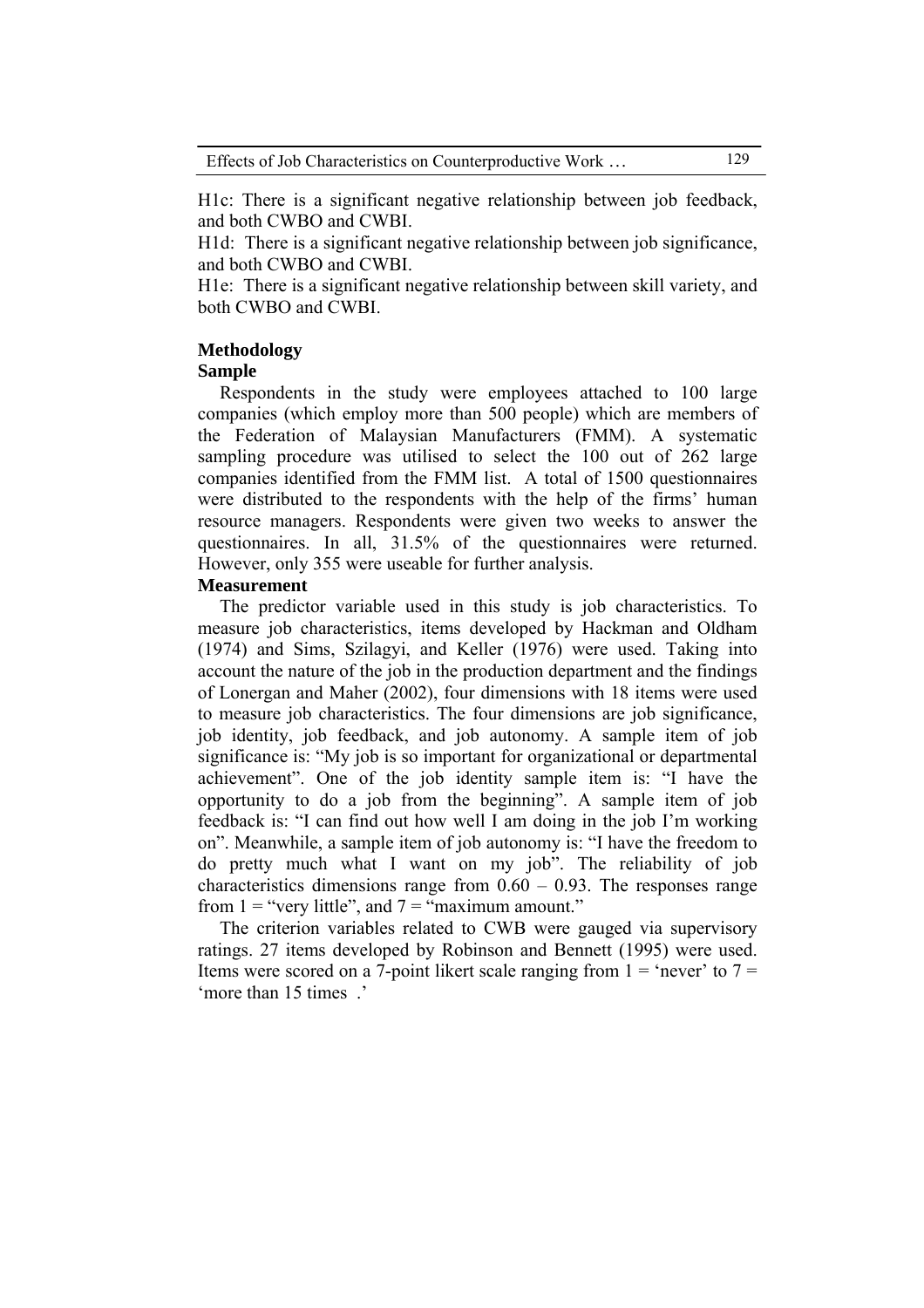H1c: There is a significant negative relationship between job feedback, and both CWBO and CWBI.

H1d: There is a significant negative relationship between job significance, and both CWBO and CWBI.

H1e: There is a significant negative relationship between skill variety, and both CWBO and CWBI.

## Methodology

### Sample

Respondents in the study were employees attached to 100 large companies (which employ more than 500 people) which are members of the Federation of Malaysian Manufacturers (FMM). A systematic sampling procedure was utilised to select the 100 out of 262 large companies identified from the FMM list. A total of 1500 questionnaires were distributed to the respondents with the help of the firms' human resource managers. Respondents were given two weeks to answer the questionnaires. In all, 31.5% of the questionnaires were returned. However, only 355 were useable for further analysis.

### Measurement

The predictor variable used in this study is job characteristics. To measure job characteristics, items developed by Hackman and Oldham (1974) and Sims, Szilagyi, and Keller (1976) were used. Taking into account the nature of the job in the production department and the findings of Lonergan and Maher (2002), four dimensions with 18 items were used to measure job characteristics. The four dimensions are job significance, job identity, job feedback, and job autonomy. A sample item of job significance is: "My job is so important for organizational or departmental achievement". One of the job identity sample item is: "I have the opportunity to do a job from the beginning". A sample item of job feedback is: "I can find out how well I am doing in the job I'm working on". Meanwhile, a sample item of job autonomy is: "I have the freedom to do pretty much what I want on my job". The reliability of job characteristics dimensions range from 0.60 – 0.93. The responses range from 1 = "very little", and 7 = "maximum amount."

The criterion variables related to CWB were gauged via supervisory ratings. 27 items developed by Robinson and Bennett (1995) were used. Items were scored on a 7-point likert scale ranging from 1 = 'never' to 7 = 'more than 15 times .'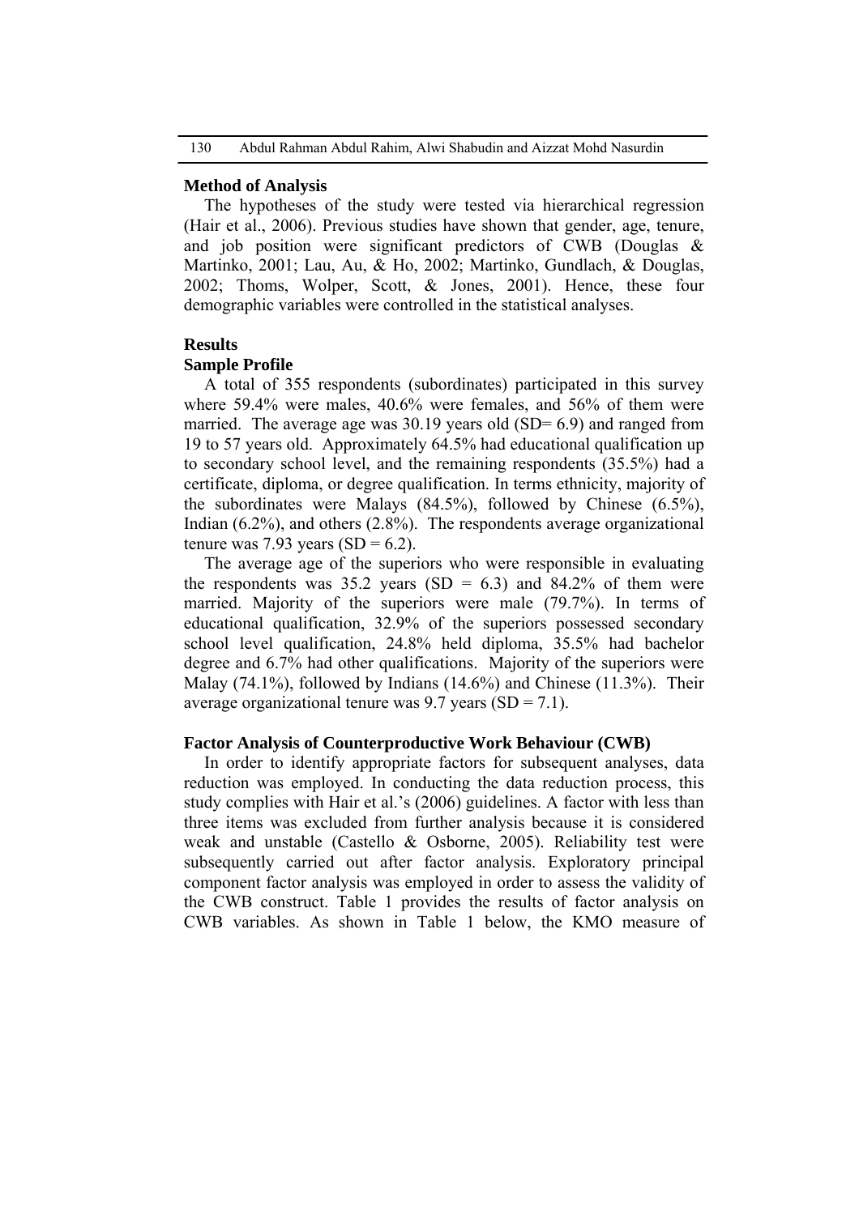### Method of Analysis

The hypotheses of the study were tested via hierarchical regression (Hair et al., 2006). Previous studies have shown that gender, age, tenure, and job position were significant predictors of CWB (Douglas & Martinko, 2001; Lau, Au, & Ho, 2002; Martinko, Gundlach, & Douglas, 2002; Thoms, Wolper, Scott, & Jones, 2001). Hence, these four demographic variables were controlled in the statistical analyses.

## Results

### Sample Profile

A total of 355 respondents (subordinates) participated in this survey where 59.4% were males, 40.6% were females, and 56% of them were married. The average age was 30.19 years old (SD= 6.9) and ranged from 19 to 57 years old. Approximately 64.5% had educational qualification up to secondary school level, and the remaining respondents (35.5%) had a certificate, diploma, or degree qualification. In terms ethnicity, majority of the subordinates were Malays (84.5%), followed by Chinese (6.5%), Indian (6.2%), and others (2.8%). The respondents average organizational tenure was 7.93 years (SD = 6.2).

The average age of the superiors who were responsible in evaluating the respondents was 35.2 years (SD = 6.3) and 84.2% of them were married. Majority of the superiors were male (79.7%). In terms of educational qualification, 32.9% of the superiors possessed secondary school level qualification, 24.8% held diploma, 35.5% had bachelor degree and 6.7% had other qualifications. Majority of the superiors were Malay (74.1%), followed by Indians (14.6%) and Chinese (11.3%). Their average organizational tenure was 9.7 years (SD = 7.1).

### Factor Analysis of Counterproductive Work Behaviour (CWB)

In order to identify appropriate factors for subsequent analyses, data reduction was employed. In conducting the data reduction process, this study complies with Hair et al.'s (2006) guidelines. A factor with less than three items was excluded from further analysis because it is considered weak and unstable (Castello & Osborne, 2005). Reliability test were subsequently carried out after factor analysis. Exploratory principal component factor analysis was employed in order to assess the validity of the CWB construct. Table 1 provides the results of factor analysis on CWB variables. As shown in Table 1 below, the KMO measure of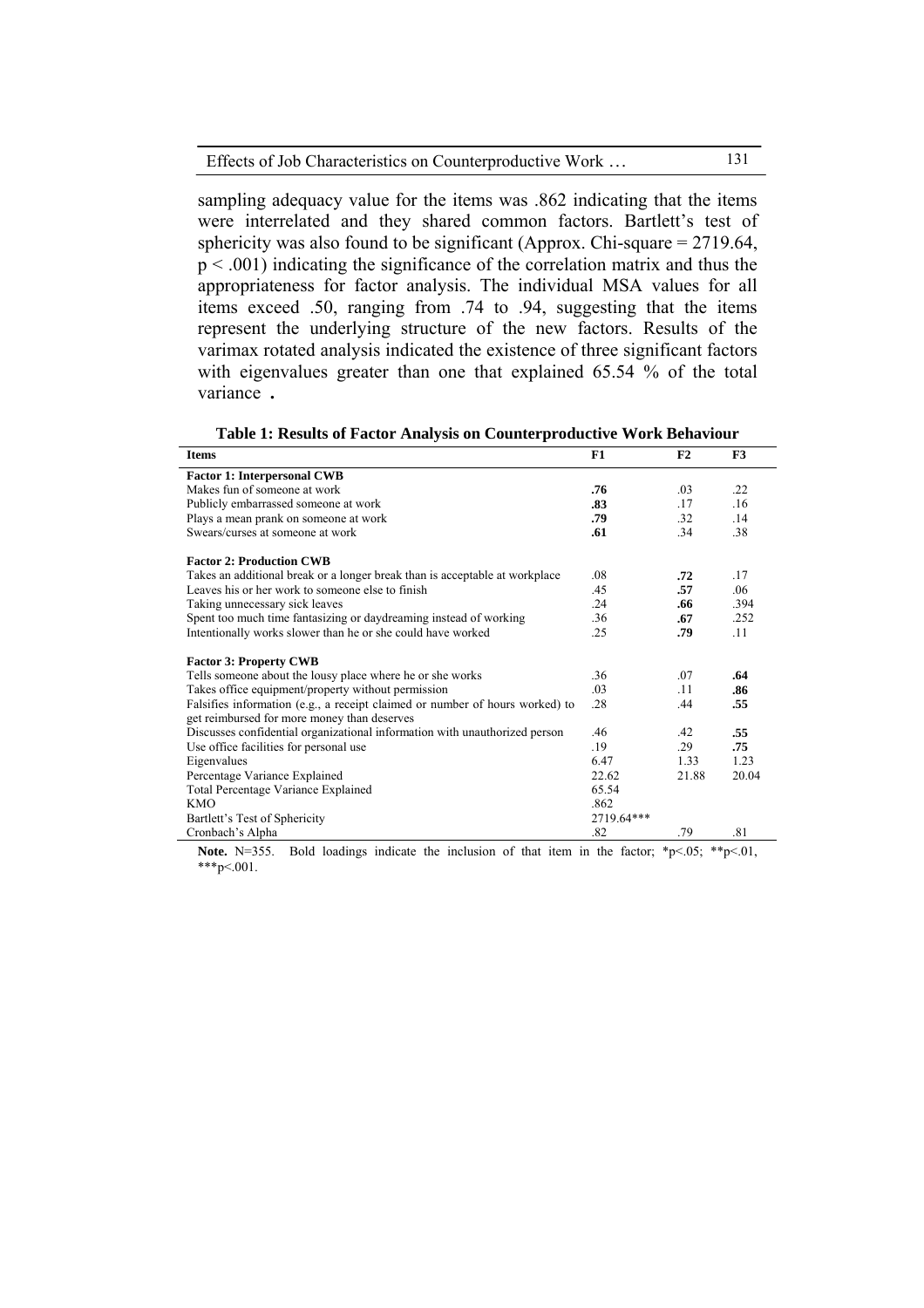sampling adequacy value for the items was .862 indicating that the items were interrelated and they shared common factors. Bartlett's test of sphericity was also found to be significant (Approx. Chi-square = 2719.64, $p < .001$) indicating the significance of the correlation matrix and thus the appropriateness for factor analysis. The individual MSA values for all items exceed .50, ranging from .74 to .94, suggesting that the items represent the underlying structure of the new factors. Results of the varimax rotated analysis indicated the existence of three significant factors with eigenvalues greater than one that explained 65.54 % of the total variance **.**

**Table 1: Results of Factor Analysis on Counterproductive Work Behaviour**

| Items | F1 | F2 | F3 |
|---|---|---|---|
| **Factor 1: Interpersonal CWB** | | | |
| Makes fun of someone at work | **.76** | .03 | .22 |
| Publicly embarrassed someone at work | **.83** | .17 | .16 |
| Plays a mean prank on someone at work | **.79** | .32 | .14 |
| Swears/curses at someone at work | **.61** | .34 | .38 |
| **Factor 2: Production CWB** | | | |
| Takes an additional break or a longer break than is acceptable at workplace | .08 | **.72** | .17 |
| Leaves his or her work to someone else to finish | .45 | **.57** | .06 |
| Taking unnecessary sick leaves | .24 | **.66** | .394 |
| Spent too much time fantasizing or daydreaming instead of working | .36 | **.67** | .252 |
| Intentionally works slower than he or she could have worked | .25 | **.79** | .11 |
| **Factor 3: Property CWB** | | | |
| Tells someone about the lousy place where he or she works | .36 | .07 | **.64** |
| Takes office equipment/property without permission | .03 | .11 | **.86** |
| Falsifies information (e.g., a receipt claimed or number of hours worked) to get reimbursed for more money than deserves | .28 | .44 | **.55** |
| Discusses confidential organizational information with unauthorized person | .46 | .42 | **.55** |
| Use office facilities for personal use | .19 | .29 | **.75** |
| Eigenvalues | 6.47 | 1.33 | 1.23 |
| Percentage Variance Explained | 22.62 | 21.88 | 20.04 |
| Total Percentage Variance Explained | 65.54 | | |
| KMO | .862 | | |
| Bartlett's Test of Sphericity | 2719.64*** | | |
| Cronbach's Alpha | .82 | .79 | .81 |

**Note.** N=355. Bold loadings indicate the inclusion of that item in the factor; $*p<.05$; $**p<.01$, $***p<.001$.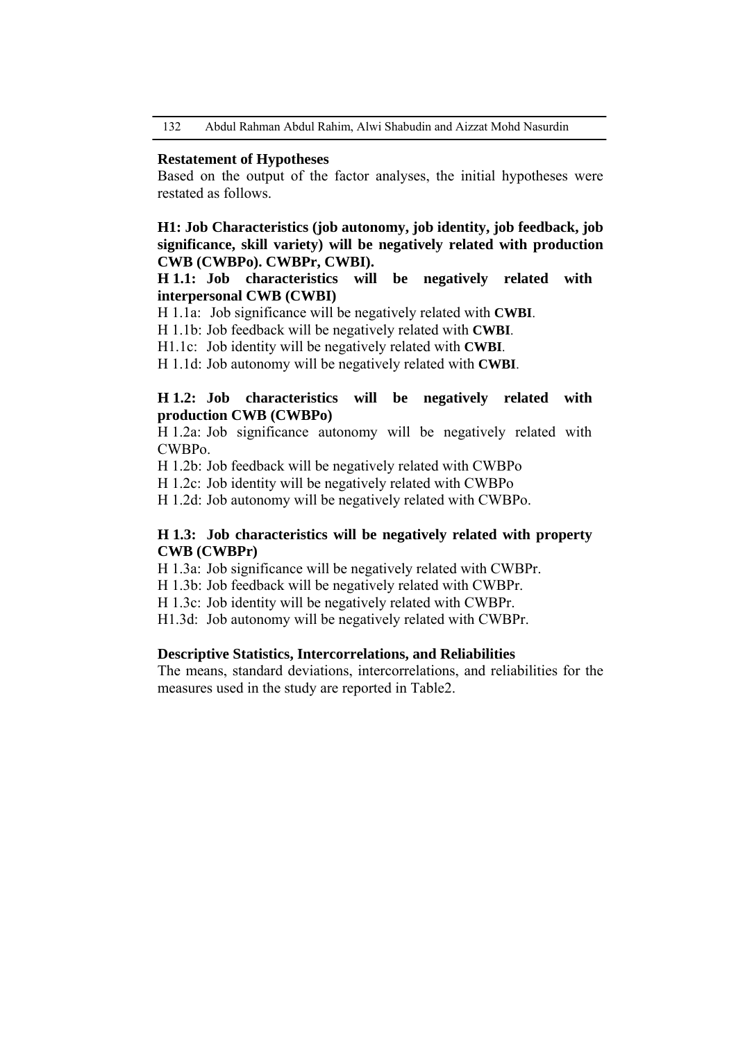## Restatement of Hypotheses

Based on the output of the factor analyses, the initial hypotheses were restated as follows.

**H1: Job Characteristics (job autonomy, job identity, job feedback, job significance, skill variety) will be negatively related with production CWB (CWBPo). CWBPr, CWBI).**

**H 1.1: Job characteristics will be negatively related with interpersonal CWB (CWBI)**

H 1.1a: Job significance will be negatively related with **CWBI**.
H 1.1b: Job feedback will be negatively related with **CWBI**.
H1.1c: Job identity will be negatively related with **CWBI**.
H 1.1d: Job autonomy will be negatively related with **CWBI**.

**H 1.2: Job characteristics will be negatively related with production CWB (CWBPo)**

H 1.2a: Job significance autonomy will be negatively related with CWBPo.
H 1.2b: Job feedback will be negatively related with CWBPo
H 1.2c: Job identity will be negatively related with CWBPo
H 1.2d: Job autonomy will be negatively related with CWBPo.

**H 1.3: Job characteristics will be negatively related with property CWB (CWBPr)**

H 1.3a: Job significance will be negatively related with CWBPr.
H 1.3b: Job feedback will be negatively related with CWBPr.
H 1.3c: Job identity will be negatively related with CWBPr.
H1.3d: Job autonomy will be negatively related with CWBPr.

## Descriptive Statistics, Intercorrelations, and Reliabilities

The means, standard deviations, intercorrelations, and reliabilities for the measures used in the study are reported in Table2.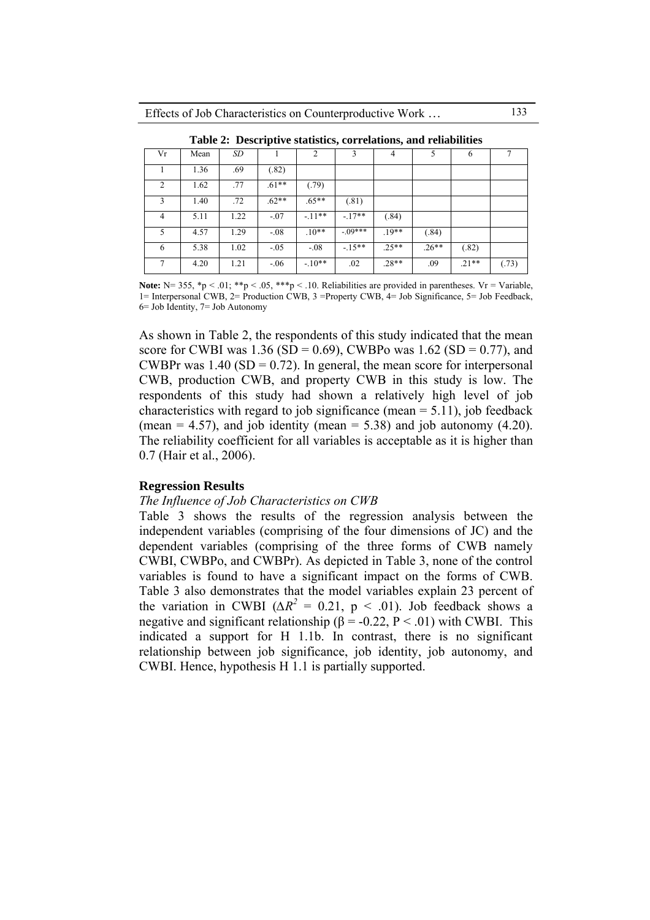**Table 2: Descriptive statistics, correlations, and reliabilities**

| Vr | Mean | *SD* | 1 | 2 | 3 | 4 | 5 | 6 | 7 |
|---|---|---|---|---|---|---|---|---|---|
| 1 | 1.36 | .69 | (.82) | | | | | | |
| 2 | 1.62 | .77 | .61** | (.79) | | | | | |
| 3 | 1.40 | .72 | .62** | .65** | (.81) | | | | |
| 4 | 5.11 | 1.22 | -.07 | -.11** | -.17** | (.84) | | | |
| 5 | 4.57 | 1.29 | -.08 | .10** | -.09*** | .19** | (.84) | | |
| 6 | 5.38 | 1.02 | -.05 | -.08 | -.15** | .25** | .26** | (.82) | |
| 7 | 4.20 | 1.21 | -.06 | -.10** | .02 | .28** | .09 | .21** | (.73) |

**Note:** N= 355, *p < .01; **p < .05, ***p < .10. Reliabilities are provided in parentheses. Vr = Variable, 1= Interpersonal CWB, 2= Production CWB, 3 =Property CWB, 4= Job Significance, 5= Job Feedback, 6= Job Identity, 7= Job Autonomy

As shown in Table 2, the respondents of this study indicated that the mean score for CWBI was 1.36 (SD = 0.69), CWBPo was 1.62 (SD = 0.77), and CWBPr was 1.40 (SD = 0.72). In general, the mean score for interpersonal CWB, production CWB, and property CWB in this study is low. The respondents of this study had shown a relatively high level of job characteristics with regard to job significance (mean = 5.11), job feedback (mean = 4.57), and job identity (mean = 5.38) and job autonomy (4.20). The reliability coefficient for all variables is acceptable as it is higher than 0.7 (Hair et al., 2006).

## Regression Results

*The Influence of Job Characteristics on CWB*

Table 3 shows the results of the regression analysis between the independent variables (comprising of the four dimensions of JC) and the dependent variables (comprising of the three forms of CWB namely CWBI, CWBPo, and CWBPr). As depicted in Table 3, none of the control variables is found to have a significant impact on the forms of CWB. Table 3 also demonstrates that the model variables explain 23 percent of the variation in CWBI ($\Delta R^2 = 0.21$, $p < .01$). Job feedback shows a negative and significant relationship ($\beta = -0.22$, $P < .01$) with CWBI. This indicated a support for H 1.1b. In contrast, there is no significant relationship between job significance, job identity, job autonomy, and CWBI. Hence, hypothesis H 1.1 is partially supported.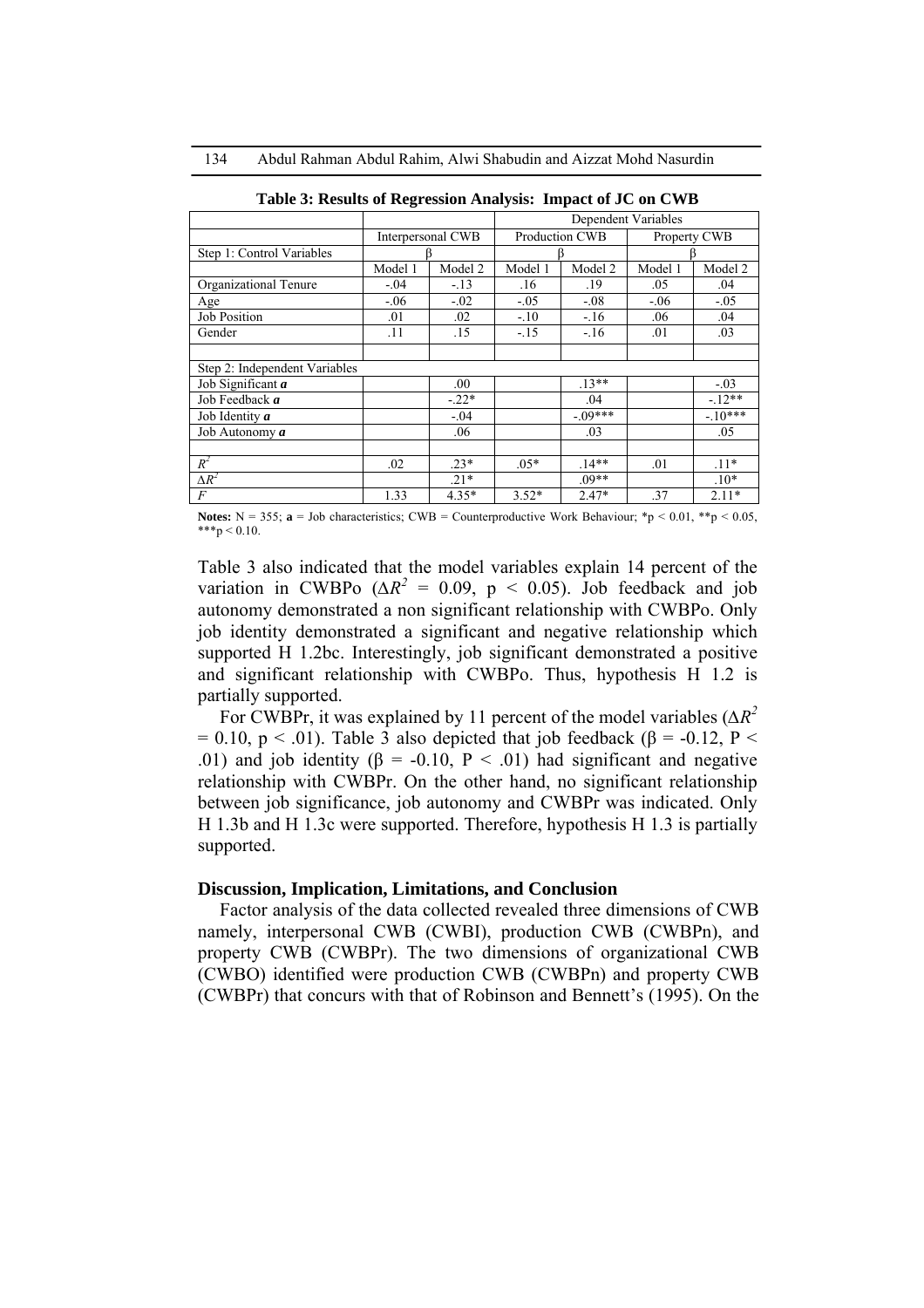**Table 3: Results of Regression Analysis: Impact of JC on CWB**

| | | | Dependent Variables | | | |
|---|---|---|---|---|---|---|
| | Interpersonal CWB | | Production CWB | | Property CWB | |
| Step 1: Control Variables | β | | β | | β | |
| | Model 1 | Model 2 | Model 1 | Model 2 | Model 1 | Model 2 |
| Organizational Tenure | -.04 | -.13 | .16 | .19 | .05 | .04 |
| Age | -.06 | -.02 | -.05 | -.08 | -.06 | -.05 |
| Job Position | .01 | .02 | -.10 | -.16 | .06 | .04 |
| Gender | .11 | .15 | -.15 | -.16 | .01 | .03 |
| | | | | | | |
| Step 2: Independent Variables | | | | | | |
| Job Significant ***a*** | | .00 | | .13** | | -.03 |
| Job Feedback ***a*** | | -.22* | | .04 | | -.12** |
| Job Identity ***a*** | | -.04 | | -.09*** | | -.10*** |
| Job Autonomy ***a*** | | .06 | | .03 | | .05 |
| | | | | | | |
| $R^2$ | .02 | .23* | .05* | .14** | .01 | .11* |
| $\Delta R^2$ | | .21* | | .09** | | .10* |
| $F$ | 1.33 | 4.35* | 3.52* | 2.47* | .37 | 2.11* |

**Notes:** N = 355; **a** = Job characteristics; CWB = Counterproductive Work Behaviour; *p < 0.01, **p < 0.05, ***p < 0.10.

Table 3 also indicated that the model variables explain 14 percent of the variation in CWBPo ($\Delta R^2$ = 0.09, $p < 0.05$). Job feedback and job autonomy demonstrated a non significant relationship with CWBPo. Only job identity demonstrated a significant and negative relationship which supported H 1.2bc. Interestingly, job significant demonstrated a positive and significant relationship with CWBPo. Thus, hypothesis H 1.2 is partially supported.

For CWBPr, it was explained by 11 percent of the model variables ($\Delta R^2$ = 0.10, $p < .01$). Table 3 also depicted that job feedback ($\beta$ = -0.12, $P < .01$) and job identity ($\beta$ = -0.10, $P < .01$) had significant and negative relationship with CWBPr. On the other hand, no significant relationship between job significance, job autonomy and CWBPr was indicated. Only H 1.3b and H 1.3c were supported. Therefore, hypothesis H 1.3 is partially supported.

## Discussion, Implication, Limitations, and Conclusion

Factor analysis of the data collected revealed three dimensions of CWB namely, interpersonal CWB (CWBI), production CWB (CWBPn), and property CWB (CWBPr). The two dimensions of organizational CWB (CWBO) identified were production CWB (CWBPn) and property CWB (CWBPr) that concurs with that of Robinson and Bennett's (1995). On the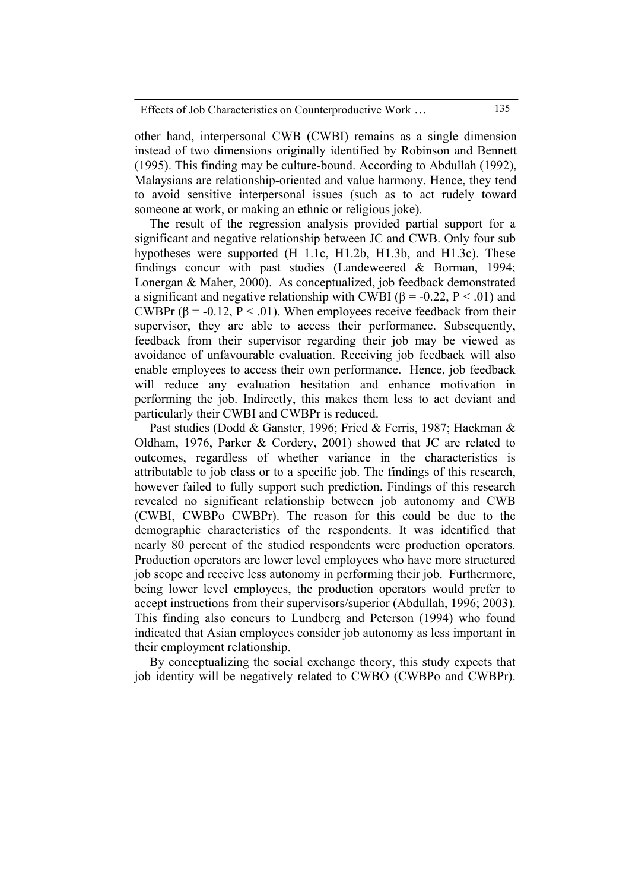other hand, interpersonal CWB (CWBI) remains as a single dimension instead of two dimensions originally identified by Robinson and Bennett (1995). This finding may be culture-bound. According to Abdullah (1992), Malaysians are relationship-oriented and value harmony. Hence, they tend to avoid sensitive interpersonal issues (such as to act rudely toward someone at work, or making an ethnic or religious joke).

The result of the regression analysis provided partial support for a significant and negative relationship between JC and CWB. Only four sub hypotheses were supported (H 1.1c, H1.2b, H1.3b, and H1.3c). These findings concur with past studies (Landeweered & Borman, 1994; Lonergan & Maher, 2000). As conceptualized, job feedback demonstrated a significant and negative relationship with CWBI ($\beta = -0.22$, $P < .01$) and CWBPr ($\beta = -0.12$, $P < .01$). When employees receive feedback from their supervisor, they are able to access their performance. Subsequently, feedback from their supervisor regarding their job may be viewed as avoidance of unfavourable evaluation. Receiving job feedback will also enable employees to access their own performance. Hence, job feedback will reduce any evaluation hesitation and enhance motivation in performing the job. Indirectly, this makes them less to act deviant and particularly their CWBI and CWBPr is reduced.

Past studies (Dodd & Ganster, 1996; Fried & Ferris, 1987; Hackman & Oldham, 1976, Parker & Cordery, 2001) showed that JC are related to outcomes, regardless of whether variance in the characteristics is attributable to job class or to a specific job. The findings of this research, however failed to fully support such prediction. Findings of this research revealed no significant relationship between job autonomy and CWB (CWBI, CWBPo CWBPr). The reason for this could be due to the demographic characteristics of the respondents. It was identified that nearly 80 percent of the studied respondents were production operators. Production operators are lower level employees who have more structured job scope and receive less autonomy in performing their job. Furthermore, being lower level employees, the production operators would prefer to accept instructions from their supervisors/superior (Abdullah, 1996; 2003). This finding also concurs to Lundberg and Peterson (1994) who found indicated that Asian employees consider job autonomy as less important in their employment relationship.

By conceptualizing the social exchange theory, this study expects that job identity will be negatively related to CWBO (CWBPo and CWBPr).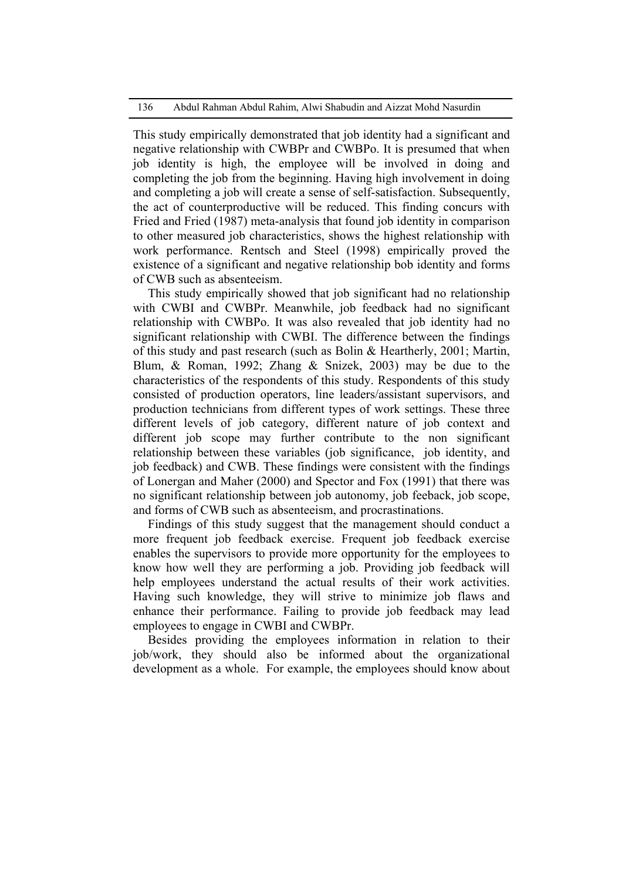This study empirically demonstrated that job identity had a significant and negative relationship with CWBPr and CWBPo. It is presumed that when job identity is high, the employee will be involved in doing and completing the job from the beginning. Having high involvement in doing and completing a job will create a sense of self-satisfaction. Subsequently, the act of counterproductive will be reduced. This finding concurs with Fried and Fried (1987) meta-analysis that found job identity in comparison to other measured job characteristics, shows the highest relationship with work performance. Rentsch and Steel (1998) empirically proved the existence of a significant and negative relationship bob identity and forms of CWB such as absenteeism.

This study empirically showed that job significant had no relationship with CWBI and CWBPr. Meanwhile, job feedback had no significant relationship with CWBPo. It was also revealed that job identity had no significant relationship with CWBI. The difference between the findings of this study and past research (such as Bolin & Heartherly, 2001; Martin, Blum, & Roman, 1992; Zhang & Snizek, 2003) may be due to the characteristics of the respondents of this study. Respondents of this study consisted of production operators, line leaders/assistant supervisors, and production technicians from different types of work settings. These three different levels of job category, different nature of job context and different job scope may further contribute to the non significant relationship between these variables (job significance, job identity, and job feedback) and CWB. These findings were consistent with the findings of Lonergan and Maher (2000) and Spector and Fox (1991) that there was no significant relationship between job autonomy, job feeback, job scope, and forms of CWB such as absenteeism, and procrastinations.

Findings of this study suggest that the management should conduct a more frequent job feedback exercise. Frequent job feedback exercise enables the supervisors to provide more opportunity for the employees to know how well they are performing a job. Providing job feedback will help employees understand the actual results of their work activities. Having such knowledge, they will strive to minimize job flaws and enhance their performance. Failing to provide job feedback may lead employees to engage in CWBI and CWBPr.

Besides providing the employees information in relation to their job/work, they should also be informed about the organizational development as a whole. For example, the employees should know about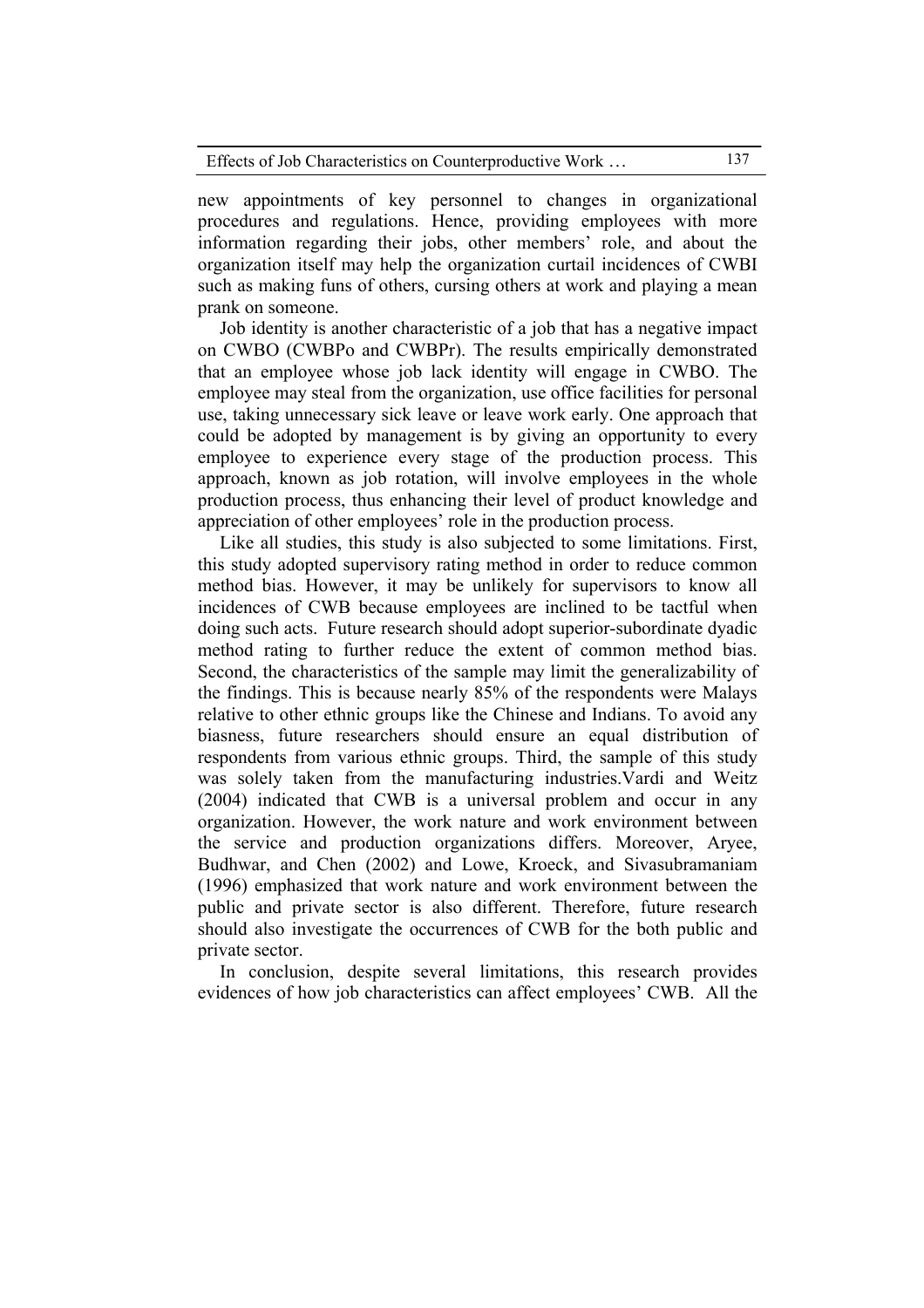new appointments of key personnel to changes in organizational procedures and regulations. Hence, providing employees with more information regarding their jobs, other members' role, and about the organization itself may help the organization curtail incidences of CWBI such as making funs of others, cursing others at work and playing a mean prank on someone.

Job identity is another characteristic of a job that has a negative impact on CWBO (CWBPo and CWBPr). The results empirically demonstrated that an employee whose job lack identity will engage in CWBO. The employee may steal from the organization, use office facilities for personal use, taking unnecessary sick leave or leave work early. One approach that could be adopted by management is by giving an opportunity to every employee to experience every stage of the production process. This approach, known as job rotation, will involve employees in the whole production process, thus enhancing their level of product knowledge and appreciation of other employees' role in the production process.

Like all studies, this study is also subjected to some limitations. First, this study adopted supervisory rating method in order to reduce common method bias. However, it may be unlikely for supervisors to know all incidences of CWB because employees are inclined to be tactful when doing such acts. Future research should adopt superior-subordinate dyadic method rating to further reduce the extent of common method bias. Second, the characteristics of the sample may limit the generalizability of the findings. This is because nearly 85% of the respondents were Malays relative to other ethnic groups like the Chinese and Indians. To avoid any biasness, future researchers should ensure an equal distribution of respondents from various ethnic groups. Third, the sample of this study was solely taken from the manufacturing industries.Vardi and Weitz (2004) indicated that CWB is a universal problem and occur in any organization. However, the work nature and work environment between the service and production organizations differs. Moreover, Aryee, Budhwar, and Chen (2002) and Lowe, Kroeck, and Sivasubramaniam (1996) emphasized that work nature and work environment between the public and private sector is also different. Therefore, future research should also investigate the occurrences of CWB for the both public and private sector.

In conclusion, despite several limitations, this research provides evidences of how job characteristics can affect employees' CWB. All the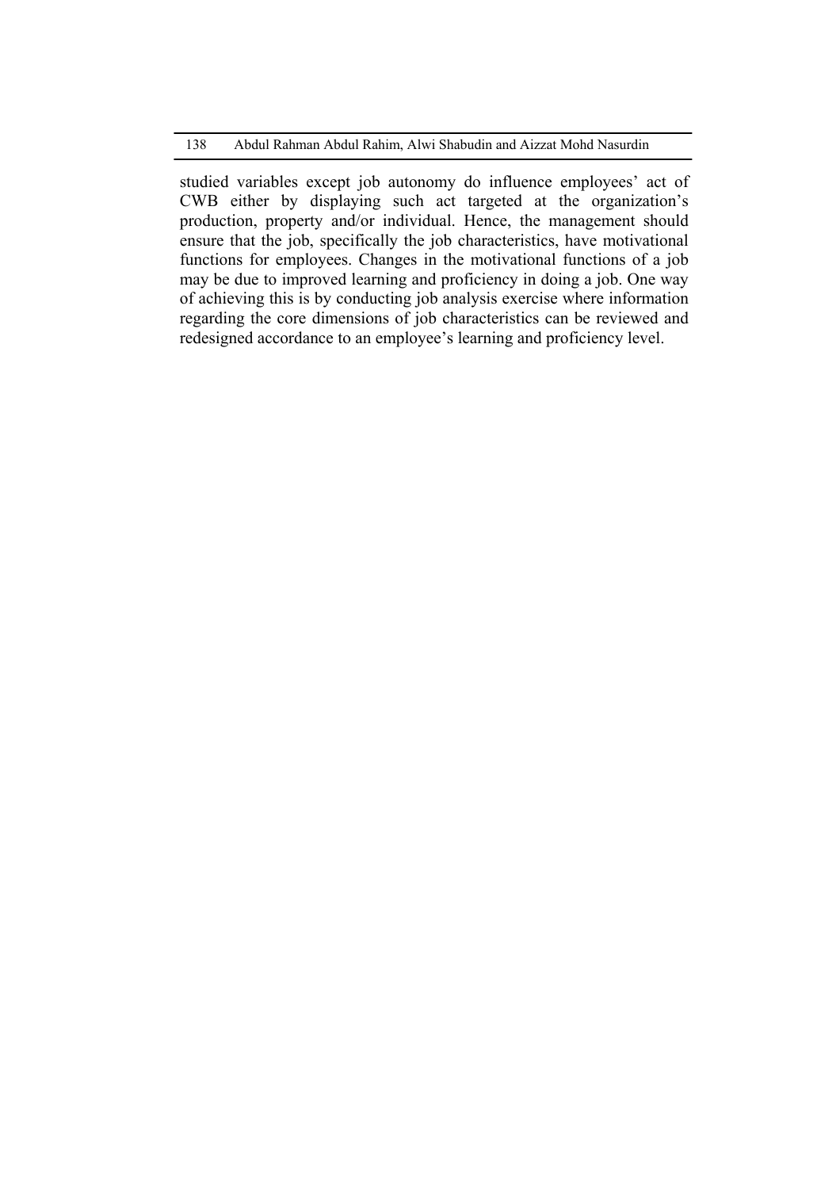studied variables except job autonomy do influence employees' act of CWB either by displaying such act targeted at the organization's production, property and/or individual. Hence, the management should ensure that the job, specifically the job characteristics, have motivational functions for employees. Changes in the motivational functions of a job may be due to improved learning and proficiency in doing a job. One way of achieving this is by conducting job analysis exercise where information regarding the core dimensions of job characteristics can be reviewed and redesigned accordance to an employee's learning and proficiency level.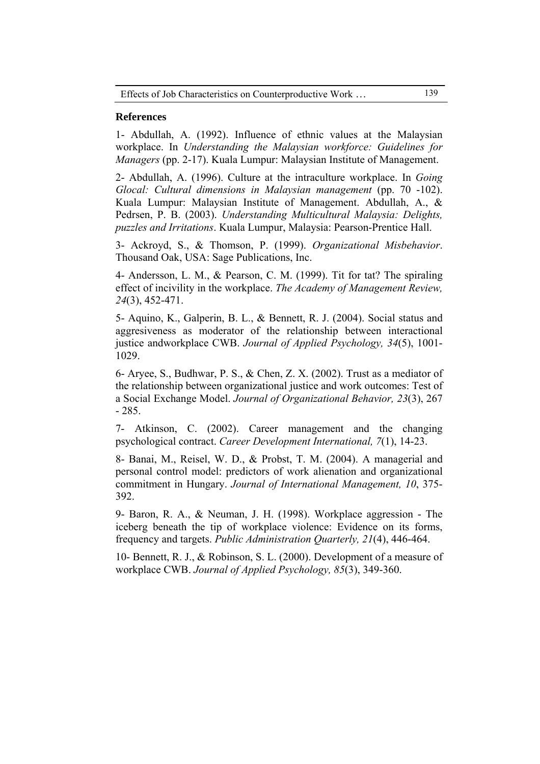**References**

1- Abdullah, A. (1992). Influence of ethnic values at the Malaysian workplace. In *Understanding the Malaysian workforce: Guidelines for Managers* (pp. 2-17). Kuala Lumpur: Malaysian Institute of Management.

2- Abdullah, A. (1996). Culture at the intraculture workplace. In *Going Glocal: Cultural dimensions in Malaysian management* (pp. 70 -102). Kuala Lumpur: Malaysian Institute of Management. Abdullah, A., & Pedrsen, P. B. (2003). *Understanding Multicultural Malaysia: Delights, puzzles and Irritations*. Kuala Lumpur, Malaysia: Pearson-Prentice Hall.

3- Ackroyd, S., & Thomson, P. (1999). *Organizational Misbehavior*. Thousand Oak, USA: Sage Publications, Inc.

4- Andersson, L. M., & Pearson, C. M. (1999). Tit for tat? The spiraling effect of incivility in the workplace. *The Academy of Management Review, 24*(3), 452-471.

5- Aquino, K., Galperin, B. L., & Bennett, R. J. (2004). Social status and aggresiveness as moderator of the relationship between interactional justice andworkplace CWB. *Journal of Applied Psychology, 34*(5), 1001-1029.

6- Aryee, S., Budhwar, P. S., & Chen, Z. X. (2002). Trust as a mediator of the relationship between organizational justice and work outcomes: Test of a Social Exchange Model. *Journal of Organizational Behavior, 23*(3), 267 - 285.

7- Atkinson, C. (2002). Career management and the changing psychological contract. *Career Development International, 7*(1), 14-23.

8- Banai, M., Reisel, W. D., & Probst, T. M. (2004). A managerial and personal control model: predictors of work alienation and organizational commitment in Hungary. *Journal of International Management, 10*, 375-392.

9- Baron, R. A., & Neuman, J. H. (1998). Workplace aggression - The iceberg beneath the tip of workplace violence: Evidence on its forms, frequency and targets. *Public Administration Quarterly, 21*(4), 446-464.

10- Bennett, R. J., & Robinson, S. L. (2000). Development of a measure of workplace CWB. *Journal of Applied Psychology, 85*(3), 349-360.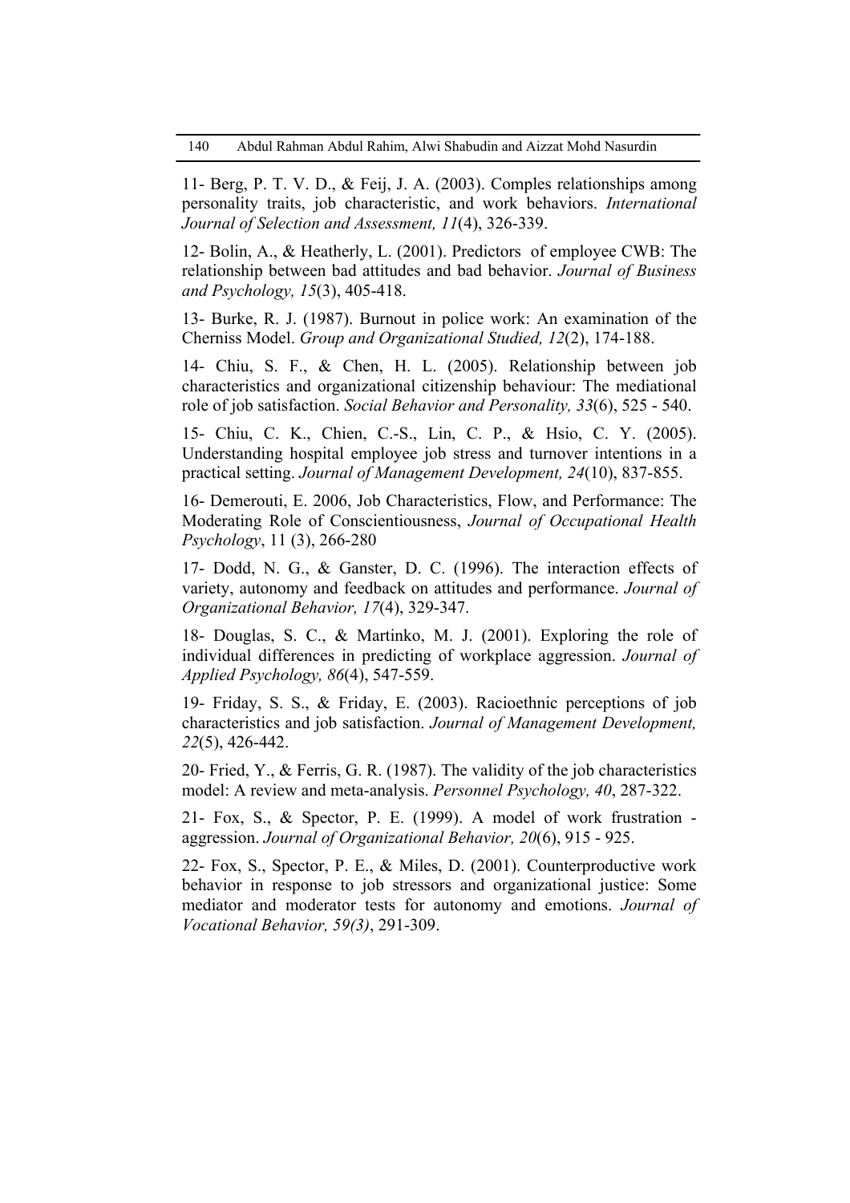11- Berg, P. T. V. D., & Feij, J. A. (2003). Comples relationships among personality traits, job characteristic, and work behaviors. *International Journal of Selection and Assessment, 11*(4), 326-339.

12- Bolin, A., & Heatherly, L. (2001). Predictors of employee CWB: The relationship between bad attitudes and bad behavior. *Journal of Business and Psychology, 15*(3), 405-418.

13- Burke, R. J. (1987). Burnout in police work: An examination of the Cherniss Model. *Group and Organizational Studied, 12*(2), 174-188.

14- Chiu, S. F., & Chen, H. L. (2005). Relationship between job characteristics and organizational citizenship behaviour: The mediational role of job satisfaction. *Social Behavior and Personality, 33*(6), 525 - 540.

15- Chiu, C. K., Chien, C.-S., Lin, C. P., & Hsio, C. Y. (2005). Understanding hospital employee job stress and turnover intentions in a practical setting. *Journal of Management Development, 24*(10), 837-855.

16- Demerouti, E. 2006, Job Characteristics, Flow, and Performance: The Moderating Role of Conscientiousness, *Journal of Occupational Health Psychology*, 11 (3), 266-280

17- Dodd, N. G., & Ganster, D. C. (1996). The interaction effects of variety, autonomy and feedback on attitudes and performance. *Journal of Organizational Behavior, 17*(4), 329-347.

18- Douglas, S. C., & Martinko, M. J. (2001). Exploring the role of individual differences in predicting of workplace aggression. *Journal of Applied Psychology, 86*(4), 547-559.

19- Friday, S. S., & Friday, E. (2003). Racioethnic perceptions of job characteristics and job satisfaction. *Journal of Management Development, 22*(5), 426-442.

20- Fried, Y., & Ferris, G. R. (1987). The validity of the job characteristics model: A review and meta-analysis. *Personnel Psychology, 40*, 287-322.

21- Fox, S., & Spector, P. E. (1999). A model of work frustration - aggression. *Journal of Organizational Behavior, 20*(6), 915 - 925.

22- Fox, S., Spector, P. E., & Miles, D. (2001). Counterproductive work behavior in response to job stressors and organizational justice: Some mediator and moderator tests for autonomy and emotions. *Journal of Vocational Behavior, 59(3)*, 291-309.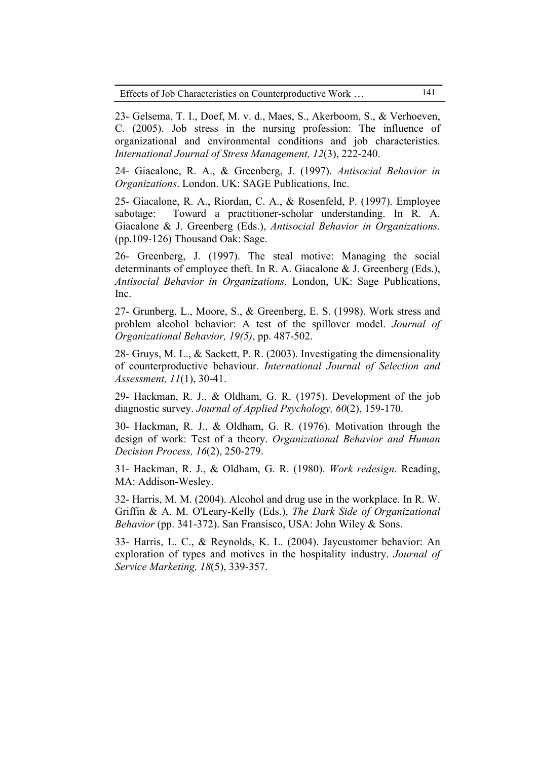23- Gelsema, T. I., Doef, M. v. d., Maes, S., Akerboom, S., & Verhoeven, C. (2005). Job stress in the nursing profession: The influence of organizational and environmental conditions and job characteristics. *International Journal of Stress Management, 12*(3), 222-240.

24- Giacalone, R. A., & Greenberg, J. (1997). *Antisocial Behavior in Organizations*. London. UK: SAGE Publications, Inc.

25- Giacalone, R. A., Riordan, C. A., & Rosenfeld, P. (1997). Employee sabotage: Toward a practitioner-scholar understanding. In R. A. Giacalone & J. Greenberg (Eds.), *Antisocial Behavior in Organizations*. (pp.109-126) Thousand Oak: Sage.

26- Greenberg, J. (1997). The steal motive: Managing the social determinants of employee theft. In R. A. Giacalone & J. Greenberg (Eds.), *Antisocial Behavior in Organizations*. London, UK: Sage Publications, Inc.

27- Grunberg, L., Moore, S., & Greenberg, E. S. (1998). Work stress and problem alcohol behavior: A test of the spillover model. *Journal of Organizational Behavior, 19(5)*, pp. 487-502.

28- Gruys, M. L., & Sackett, P. R. (2003). Investigating the dimensionality of counterproductive behaviour. *International Journal of Selection and Assessment, 11*(1), 30-41.

29- Hackman, R. J., & Oldham, G. R. (1975). Development of the job diagnostic survey. *Journal of Applied Psychology, 60*(2), 159-170.

30- Hackman, R. J., & Oldham, G. R. (1976). Motivation through the design of work: Test of a theory. *Organizational Behavior and Human Decision Process, 16*(2), 250-279.

31- Hackman, R. J., & Oldham, G. R. (1980). *Work redesign*. Reading, MA: Addison-Wesley.

32- Harris, M. M. (2004). Alcohol and drug use in the workplace. In R. W. Griffin & A. M. O'Leary-Kelly (Eds.), *The Dark Side of Organizational Behavior* (pp. 341-372). San Fransisco, USA: John Wiley & Sons.

33- Harris, L. C., & Reynolds, K. L. (2004). Jaycustomer behavior: An exploration of types and motives in the hospitality industry. *Journal of Service Marketing, 18*(5), 339-357.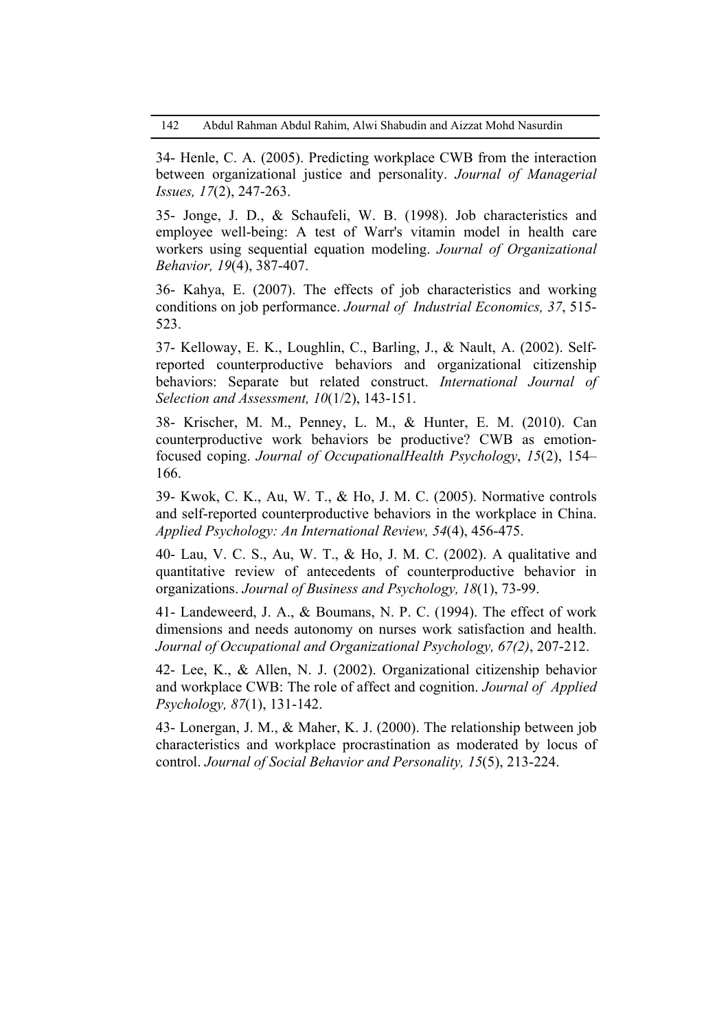34- Henle, C. A. (2005). Predicting workplace CWB from the interaction between organizational justice and personality. *Journal of Managerial Issues, 17*(2), 247-263.

35- Jonge, J. D., & Schaufeli, W. B. (1998). Job characteristics and employee well-being: A test of Warr's vitamin model in health care workers using sequential equation modeling. *Journal of Organizational Behavior, 19*(4), 387-407.

36- Kahya, E. (2007). The effects of job characteristics and working conditions on job performance. *Journal of Industrial Economics, 37*, 515-523.

37- Kelloway, E. K., Loughlin, C., Barling, J., & Nault, A. (2002). Self-reported counterproductive behaviors and organizational citizenship behaviors: Separate but related construct. *International Journal of Selection and Assessment, 10*(1/2), 143-151.

38- Krischer, M. M., Penney, L. M., & Hunter, E. M. (2010). Can counterproductive work behaviors be productive? CWB as emotion-focused coping. *Journal of OccupationalHealth Psychology*, *15*(2), 154–166.

39- Kwok, C. K., Au, W. T., & Ho, J. M. C. (2005). Normative controls and self-reported counterproductive behaviors in the workplace in China. *Applied Psychology: An International Review, 54*(4), 456-475.

40- Lau, V. C. S., Au, W. T., & Ho, J. M. C. (2002). A qualitative and quantitative review of antecedents of counterproductive behavior in organizations. *Journal of Business and Psychology, 18*(1), 73-99.

41- Landeweerd, J. A., & Boumans, N. P. C. (1994). The effect of work dimensions and needs autonomy on nurses work satisfaction and health. *Journal of Occupational and Organizational Psychology, 67(2)*, 207-212.

42- Lee, K., & Allen, N. J. (2002). Organizational citizenship behavior and workplace CWB: The role of affect and cognition. *Journal of Applied Psychology, 87*(1), 131-142.

43- Lonergan, J. M., & Maher, K. J. (2000). The relationship between job characteristics and workplace procrastination as moderated by locus of control. *Journal of Social Behavior and Personality, 15*(5), 213-224.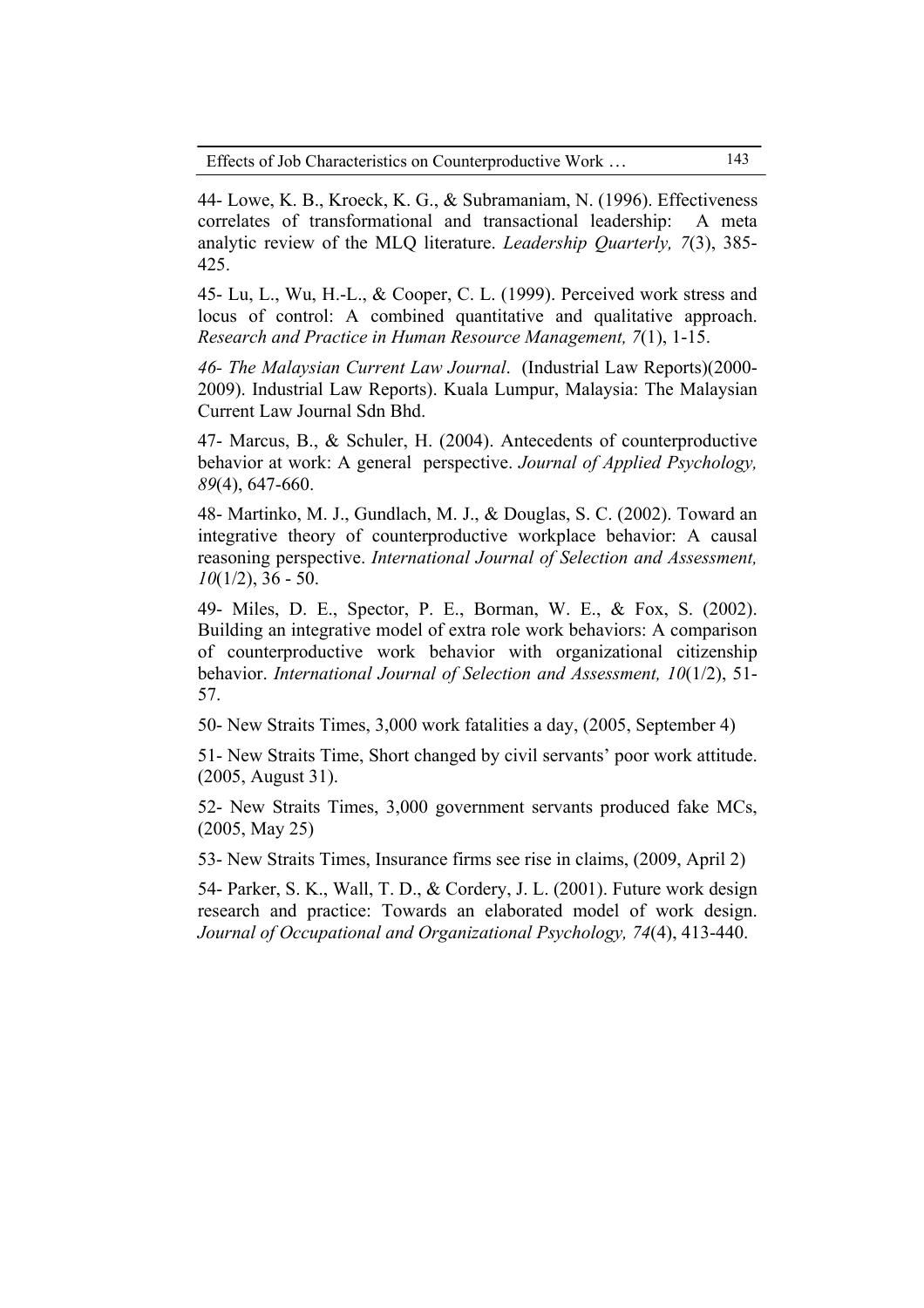44- Lowe, K. B., Kroeck, K. G., & Subramaniam, N. (1996). Effectiveness correlates of transformational and transactional leadership: A meta analytic review of the MLQ literature. *Leadership Quarterly, 7*(3), 385-425.

45- Lu, L., Wu, H.-L., & Cooper, C. L. (1999). Perceived work stress and locus of control: A combined quantitative and qualitative approach. *Research and Practice in Human Resource Management, 7*(1), 1-15.

*46- The Malaysian Current Law Journal*. (Industrial Law Reports)(2000-2009). Industrial Law Reports). Kuala Lumpur, Malaysia: The Malaysian Current Law Journal Sdn Bhd.

47- Marcus, B., & Schuler, H. (2004). Antecedents of counterproductive behavior at work: A general perspective. *Journal of Applied Psychology, 89*(4), 647-660.

48- Martinko, M. J., Gundlach, M. J., & Douglas, S. C. (2002). Toward an integrative theory of counterproductive workplace behavior: A causal reasoning perspective. *International Journal of Selection and Assessment, 10*(1/2), 36 - 50.

49- Miles, D. E., Spector, P. E., Borman, W. E., & Fox, S. (2002). Building an integrative model of extra role work behaviors: A comparison of counterproductive work behavior with organizational citizenship behavior. *International Journal of Selection and Assessment, 10*(1/2), 51-57.

50- New Straits Times, 3,000 work fatalities a day, (2005, September 4)

51- New Straits Time, Short changed by civil servants' poor work attitude. (2005, August 31).

52- New Straits Times, 3,000 government servants produced fake MCs, (2005, May 25)

53- New Straits Times, Insurance firms see rise in claims, (2009, April 2)

54- Parker, S. K., Wall, T. D., & Cordery, J. L. (2001). Future work design research and practice: Towards an elaborated model of work design. *Journal of Occupational and Organizational Psychology, 74*(4), 413-440.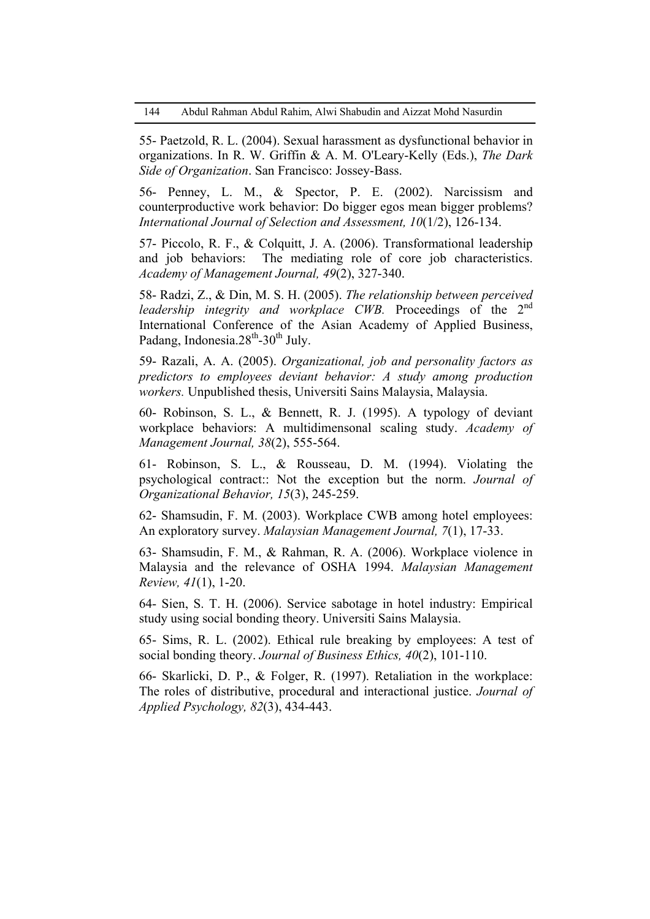55- Paetzold, R. L. (2004). Sexual harassment as dysfunctional behavior in organizations. In R. W. Griffin & A. M. O'Leary-Kelly (Eds.), *The Dark Side of Organization*. San Francisco: Jossey-Bass.

56- Penney, L. M., & Spector, P. E. (2002). Narcissism and counterproductive work behavior: Do bigger egos mean bigger problems? *International Journal of Selection and Assessment, 10*(1/2), 126-134.

57- Piccolo, R. F., & Colquitt, J. A. (2006). Transformational leadership and job behaviors: The mediating role of core job characteristics. *Academy of Management Journal, 49*(2), 327-340.

58- Radzi, Z., & Din, M. S. H. (2005). *The relationship between perceived leadership integrity and workplace CWB.* Proceedings of the 2nd International Conference of the Asian Academy of Applied Business, Padang, Indonesia.28th-30th July.

59- Razali, A. A. (2005). *Organizational, job and personality factors as predictors to employees deviant behavior: A study among production workers.* Unpublished thesis, Universiti Sains Malaysia, Malaysia.

60- Robinson, S. L., & Bennett, R. J. (1995). A typology of deviant workplace behaviors: A multidimensonal scaling study. *Academy of Management Journal, 38*(2), 555-564.

61- Robinson, S. L., & Rousseau, D. M. (1994). Violating the psychological contract:: Not the exception but the norm. *Journal of Organizational Behavior, 15*(3), 245-259.

62- Shamsudin, F. M. (2003). Workplace CWB among hotel employees: An exploratory survey. *Malaysian Management Journal, 7*(1), 17-33.

63- Shamsudin, F. M., & Rahman, R. A. (2006). Workplace violence in Malaysia and the relevance of OSHA 1994. *Malaysian Management Review, 41*(1), 1-20.

64- Sien, S. T. H. (2006). Service sabotage in hotel industry: Empirical study using social bonding theory. Universiti Sains Malaysia.

65- Sims, R. L. (2002). Ethical rule breaking by employees: A test of social bonding theory. *Journal of Business Ethics, 40*(2), 101-110.

66- Skarlicki, D. P., & Folger, R. (1997). Retaliation in the workplace: The roles of distributive, procedural and interactional justice. *Journal of Applied Psychology, 82*(3), 434-443.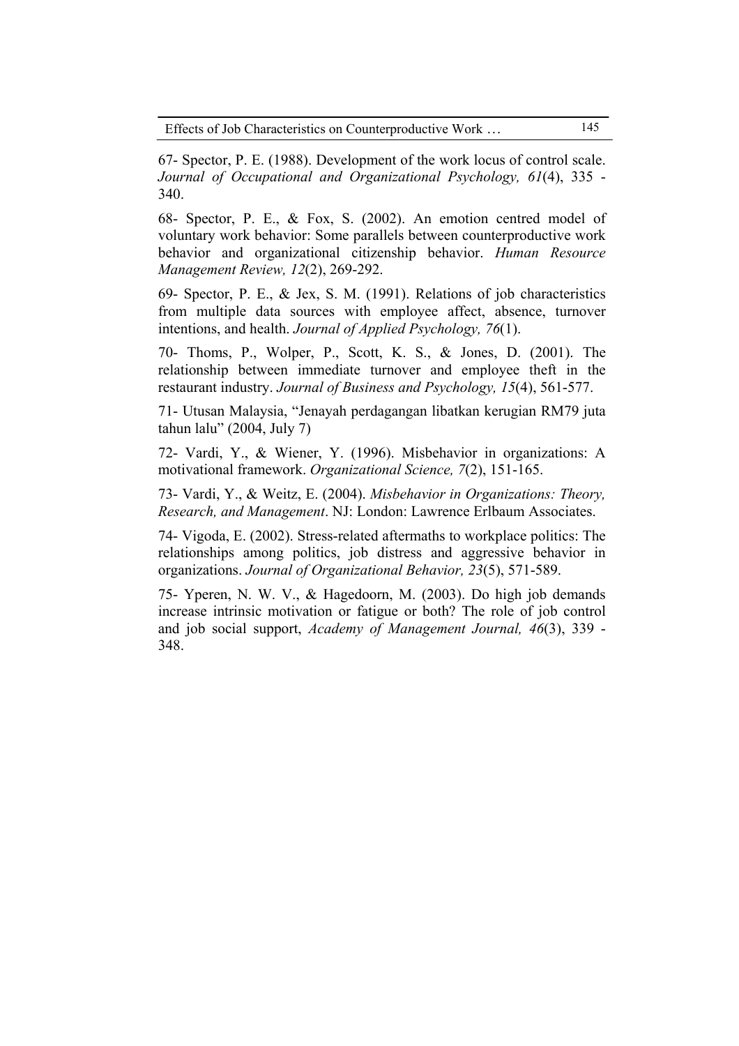67- Spector, P. E. (1988). Development of the work locus of control scale. *Journal of Occupational and Organizational Psychology, 61*(4), 335 - 340.

68- Spector, P. E., & Fox, S. (2002). An emotion centred model of voluntary work behavior: Some parallels between counterproductive work behavior and organizational citizenship behavior. *Human Resource Management Review, 12*(2), 269-292.

69- Spector, P. E., & Jex, S. M. (1991). Relations of job characteristics from multiple data sources with employee affect, absence, turnover intentions, and health. *Journal of Applied Psychology, 76*(1).

70- Thoms, P., Wolper, P., Scott, K. S., & Jones, D. (2001). The relationship between immediate turnover and employee theft in the restaurant industry. *Journal of Business and Psychology, 15*(4), 561-577.

71- Utusan Malaysia, "Jenayah perdagangan libatkan kerugian RM79 juta tahun lalu" (2004, July 7)

72- Vardi, Y., & Wiener, Y. (1996). Misbehavior in organizations: A motivational framework. *Organizational Science, 7*(2), 151-165.

73- Vardi, Y., & Weitz, E. (2004). *Misbehavior in Organizations: Theory, Research, and Management*. NJ: London: Lawrence Erlbaum Associates.

74- Vigoda, E. (2002). Stress-related aftermaths to workplace politics: The relationships among politics, job distress and aggressive behavior in organizations. *Journal of Organizational Behavior, 23*(5), 571-589.

75- Yperen, N. W. V., & Hagedoorn, M. (2003). Do high job demands increase intrinsic motivation or fatigue or both? The role of job control and job social support, *Academy of Management Journal, 46*(3), 339 - 348.